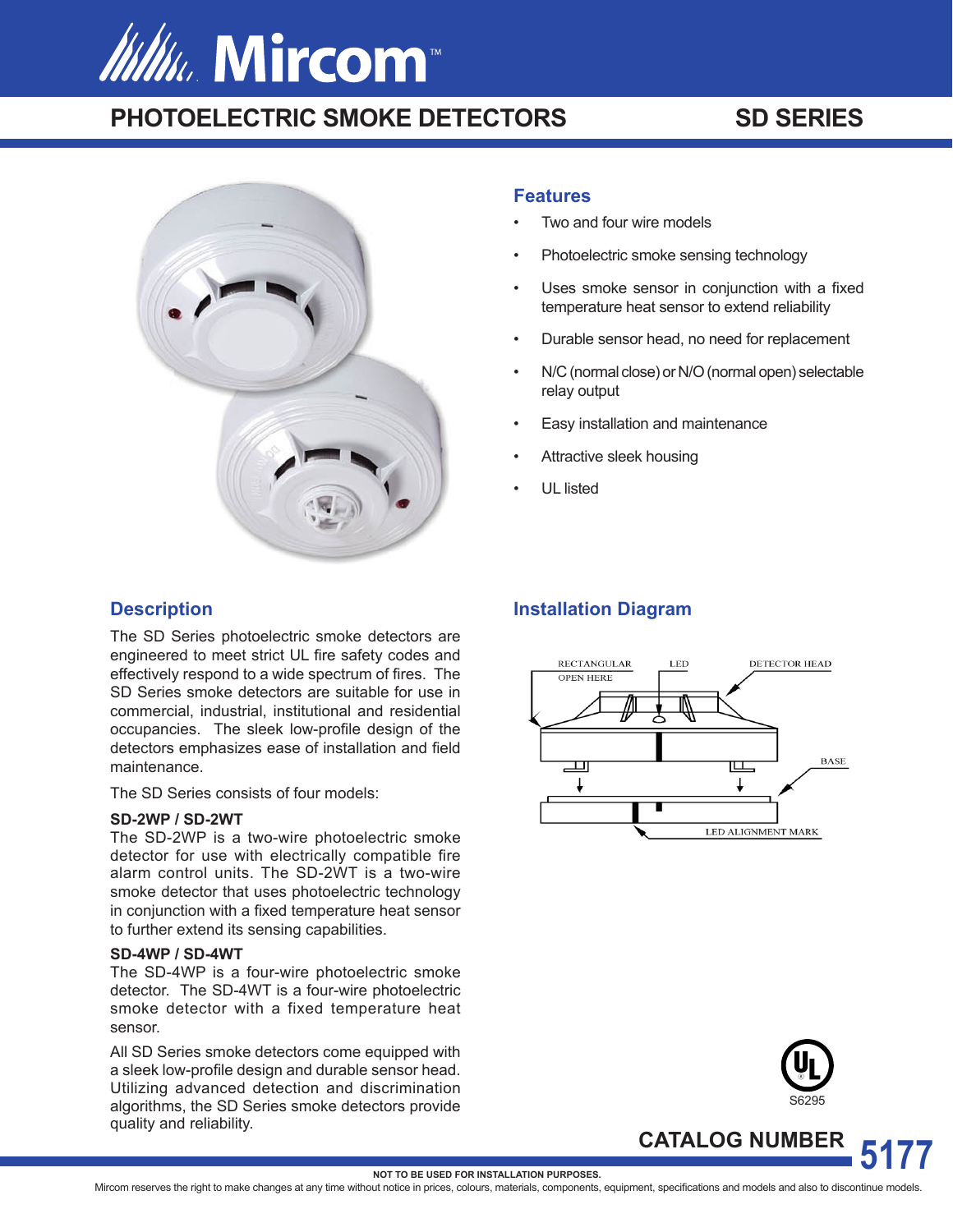# Mircom

## PHOTOELECTRIC SMOKE DETECTORS — SD SERIES

### Features

- Two and four wire models
- Photoelectric smoke sensing technology
- Uses smoke sensor in conjunction with a fixed temperature heat sensor to extend reliability
- Durable sensor head, no need for replacement
- N/C (normal close) or N/O (normal open) selectable relay output
- Easy installation and maintenance
- Attractive sleek housing
- UL listed

### Description

The SD Series photoelectric smoke detectors are engineered to meet strict UL fire safety codes and effectively respond to a wide spectrum of fires. The SD Series smoke detectors are suitable for use in commercial, industrial, institutional and residential occupancies. The sleek low-profile design of the detectors emphasizes ease of installation and field maintenance.

The SD Series consists of four models:

**SD-2WP / SD-2WT**
The SD-2WP is a two-wire photoelectric smoke detector for use with electrically compatible fire alarm control units. The SD-2WT is a two-wire smoke detector that uses photoelectric technology in conjunction with a fixed temperature heat sensor to further extend its sensing capabilities.

**SD-4WP / SD-4WT**
The SD-4WP is a four-wire photoelectric smoke detector. The SD-4WT is a four-wire photoelectric smoke detector with a fixed temperature heat sensor.

All SD Series smoke detectors come equipped with a sleek low-profile design and durable sensor head. Utilizing advanced detection and discrimination algorithms, the SD Series smoke detectors provide quality and reliability.

### Installation Diagram

RECTANGULAR OPEN HERE
LED
DETECTOR HEAD
BASE
LED ALIGNMENT MARK

S6295

**CATALOG NUMBER 5177**

**NOT TO BE USED FOR INSTALLATION PURPOSES.**

Mircom reserves the right to make changes at any time without notice in prices, colours, materials, components, equipment, specifications and models and also to discontinue models.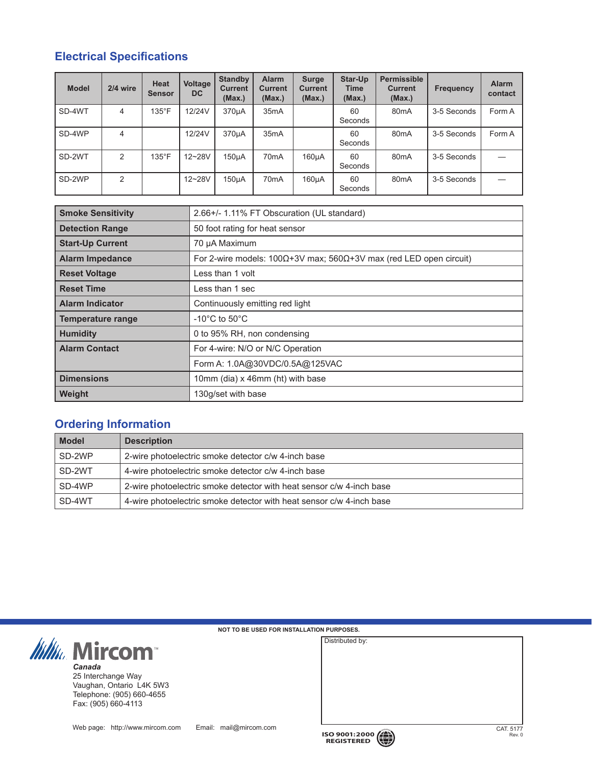## Electrical Specifications

| Model | 2/4 wire | Heat Sensor | Voltage DC | Standby Current (Max.) | Alarm Current (Max.) | Surge Current (Max.) | Star-Up Time (Max.) | Permissible Current (Max.) | Frequency | Alarm contact |
|---|---|---|---|---|---|---|---|---|---|---|
| SD-4WT | 4 | 135°F | 12/24V | 370µA | 35mA | | 60 Seconds | 80mA | 3-5 Seconds | Form A |
| SD-4WP | 4 | | 12/24V | 370µA | 35mA | | 60 Seconds | 80mA | 3-5 Seconds | Form A |
| SD-2WT | 2 | 135°F | 12~28V | 150µA | 70mA | 160µA | 60 Seconds | 80mA | 3-5 Seconds | — |
| SD-2WP | 2 | | 12~28V | 150µA | 70mA | 160µA | 60 Seconds | 80mA | 3-5 Seconds | — |

| | |
|---|---|
| **Smoke Sensitivity** | 2.66+/- 1.11% FT Obscuration (UL standard) |
| **Detection Range** | 50 foot rating for heat sensor |
| **Start-Up Current** | 70 µA Maximum |
| **Alarm Impedance** | For 2-wire models: 100Ω+3V max; 560Ω+3V max (red LED open circuit) |
| **Reset Voltage** | Less than 1 volt |
| **Reset Time** | Less than 1 sec |
| **Alarm Indicator** | Continuously emitting red light |
| **Temperature range** | -10°C to 50°C |
| **Humidity** | 0 to 95% RH, non condensing |
| **Alarm Contact** | For 4-wire: N/O or N/C Operation |
| | Form A: 1.0A@30VDC/0.5A@125VAC |
| **Dimensions** | 10mm (dia) x 46mm (ht) with base |
| **Weight** | 130g/set with base |

## Ordering Information

| Model | Description |
|---|---|
| SD-2WP | 2-wire photoelectric smoke detector c/w 4-inch base |
| SD-2WT | 4-wire photoelectric smoke detector c/w 4-inch base |
| SD-4WP | 2-wire photoelectric smoke detector with heat sensor c/w 4-inch base |
| SD-4WT | 4-wire photoelectric smoke detector with heat sensor c/w 4-inch base |

NOT TO BE USED FOR INSTALLATION PURPOSES.

Mircom™

***Canada***
25 Interchange Way
Vaughan, Ontario L4K 5W3
Telephone: (905) 660-4655
Fax: (905) 660-4113

Web page: http://www.mircom.com Email: mail@mircom.com

Distributed by:

ISO 9001:2000 REGISTERED

CAT. 5177
Rev. 0